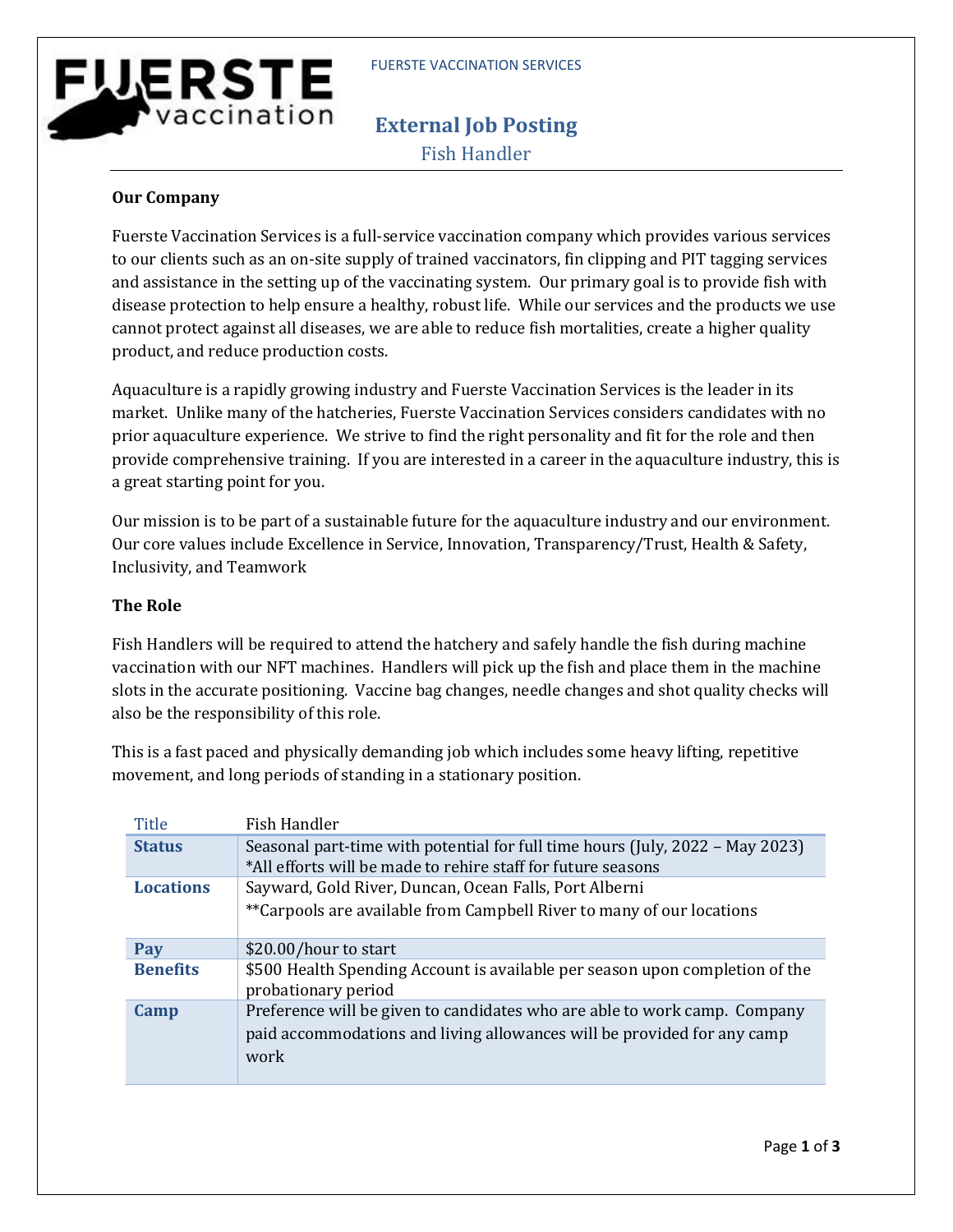FUERSTE VACCINATION SERVICES

# External Job Posting

## Fish Handler

### Our Company

Fuerste Vaccination Services is a full-service vaccination company which provides various services to our clients such as an on-site supply of trained vaccinators, fin clipping and PIT tagging services and assistance in the setting up of the vaccinating system. Our primary goal is to provide fish with disease protection to help ensure a healthy, robust life. While our services and the products we use cannot protect against all diseases, we are able to reduce fish mortalities, create a higher quality product, and reduce production costs.

Aquaculture is a rapidly growing industry and Fuerste Vaccination Services is the leader in its market. Unlike many of the hatcheries, Fuerste Vaccination Services considers candidates with no prior aquaculture experience. We strive to find the right personality and fit for the role and then provide comprehensive training. If you are interested in a career in the aquaculture industry, this is a great starting point for you.

Our mission is to be part of a sustainable future for the aquaculture industry and our environment. Our core values include Excellence in Service, Innovation, Transparency/Trust, Health & Safety, Inclusivity, and Teamwork

### The Role

Fish Handlers will be required to attend the hatchery and safely handle the fish during machine vaccination with our NFT machines. Handlers will pick up the fish and place them in the machine slots in the accurate positioning. Vaccine bag changes, needle changes and shot quality checks will also be the responsibility of this role.

This is a fast paced and physically demanding job which includes some heavy lifting, repetitive movement, and long periods of standing in a stationary position.

| Title | Fish Handler |
|---|---|
| **Status** | Seasonal part-time with potential for full time hours (July, 2022 – May 2023) *All efforts will be made to rehire staff for future seasons |
| **Locations** | Sayward, Gold River, Duncan, Ocean Falls, Port Alberni **Carpools are available from Campbell River to many of our locations |
| **Pay** | $20.00/hour to start |
| **Benefits** | $500 Health Spending Account is available per season upon completion of the probationary period |
| **Camp** | Preference will be given to candidates who are able to work camp. Company paid accommodations and living allowances will be provided for any camp work |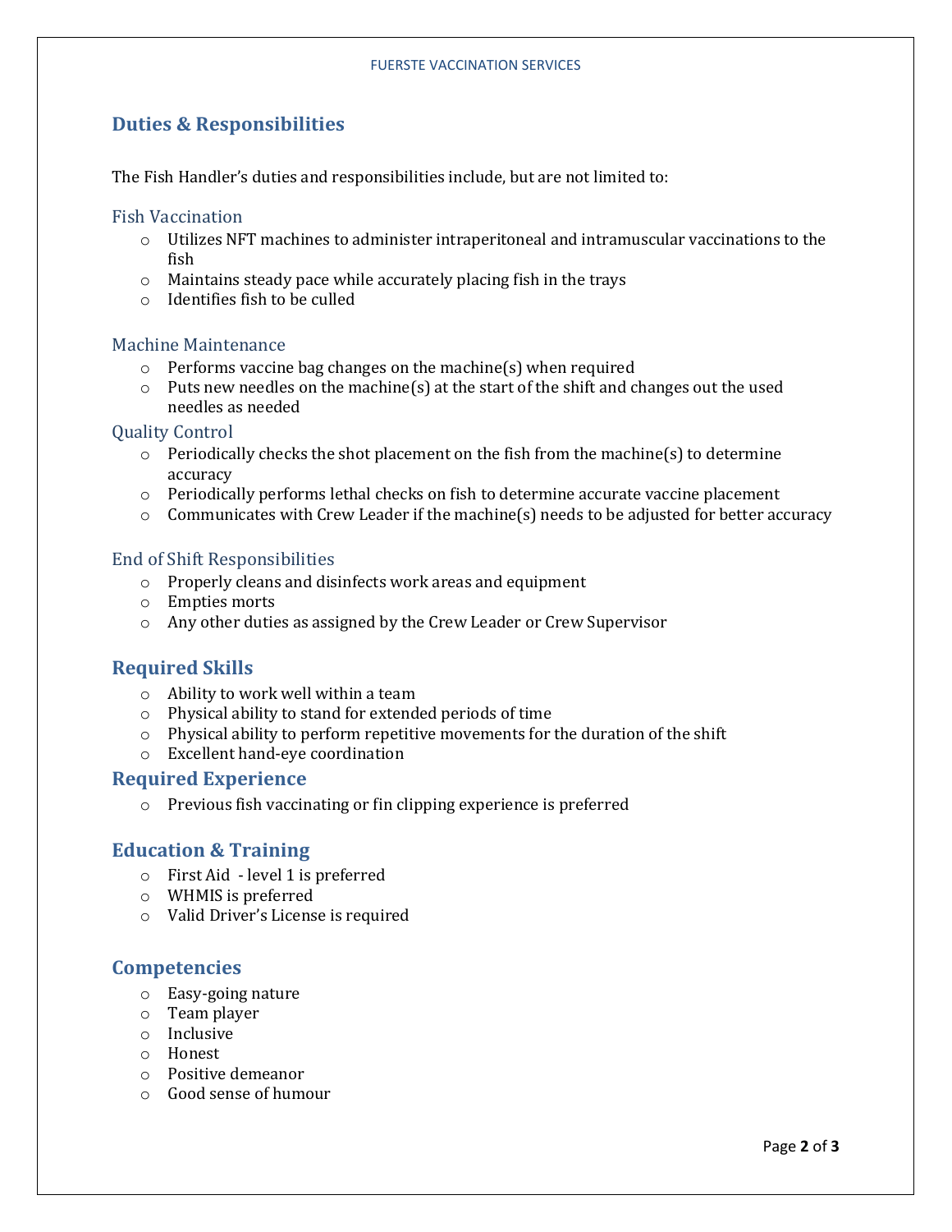## Duties & Responsibilities

The Fish Handler's duties and responsibilities include, but are not limited to:

### Fish Vaccination

- Utilizes NFT machines to administer intraperitoneal and intramuscular vaccinations to the fish
- Maintains steady pace while accurately placing fish in the trays
- Identifies fish to be culled

### Machine Maintenance

- Performs vaccine bag changes on the machine(s) when required
- Puts new needles on the machine(s) at the start of the shift and changes out the used needles as needed

### Quality Control

- Periodically checks the shot placement on the fish from the machine(s) to determine accuracy
- Periodically performs lethal checks on fish to determine accurate vaccine placement
- Communicates with Crew Leader if the machine(s) needs to be adjusted for better accuracy

### End of Shift Responsibilities

- Properly cleans and disinfects work areas and equipment
- Empties morts
- Any other duties as assigned by the Crew Leader or Crew Supervisor

## Required Skills

- Ability to work well within a team
- Physical ability to stand for extended periods of time
- Physical ability to perform repetitive movements for the duration of the shift
- Excellent hand-eye coordination

## Required Experience

- Previous fish vaccinating or fin clipping experience is preferred

## Education & Training

- First Aid - level 1 is preferred
- WHMIS is preferred
- Valid Driver's License is required

## Competencies

- Easy-going nature
- Team player
- Inclusive
- Honest
- Positive demeanor
- Good sense of humour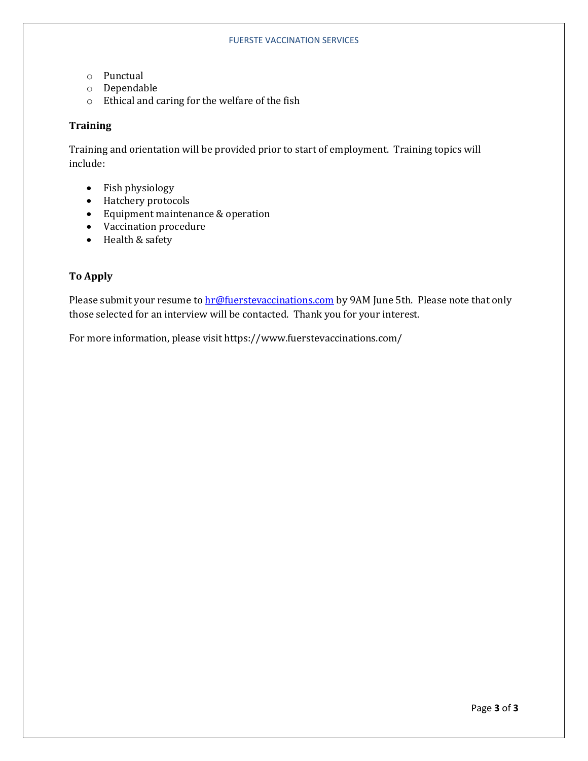- Punctual
- Dependable
- Ethical and caring for the welfare of the fish

### Training

Training and orientation will be provided prior to start of employment. Training topics will include:

- Fish physiology
- Hatchery protocols
- Equipment maintenance & operation
- Vaccination procedure
- Health & safety

### To Apply

Please submit your resume to hr@fuerstevaccinations.com by 9AM June 5th. Please note that only those selected for an interview will be contacted. Thank you for your interest.

For more information, please visit https://www.fuerstevaccinations.com/